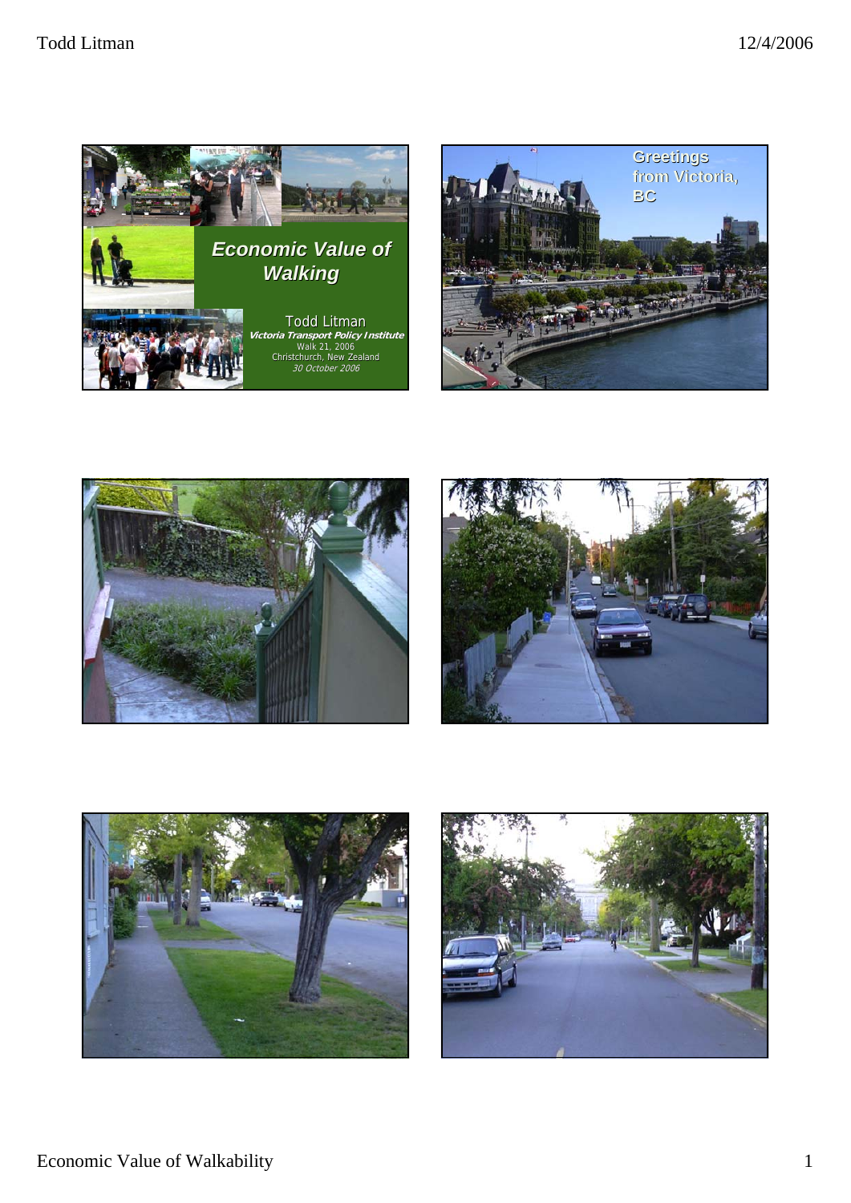## Economic Value of Walking

Todd Litman

*Victoria Transport Policy Institute*

Walk 21, 2006

Christchurch, New Zealand

*30 October 2006*

Greetings from Victoria, BC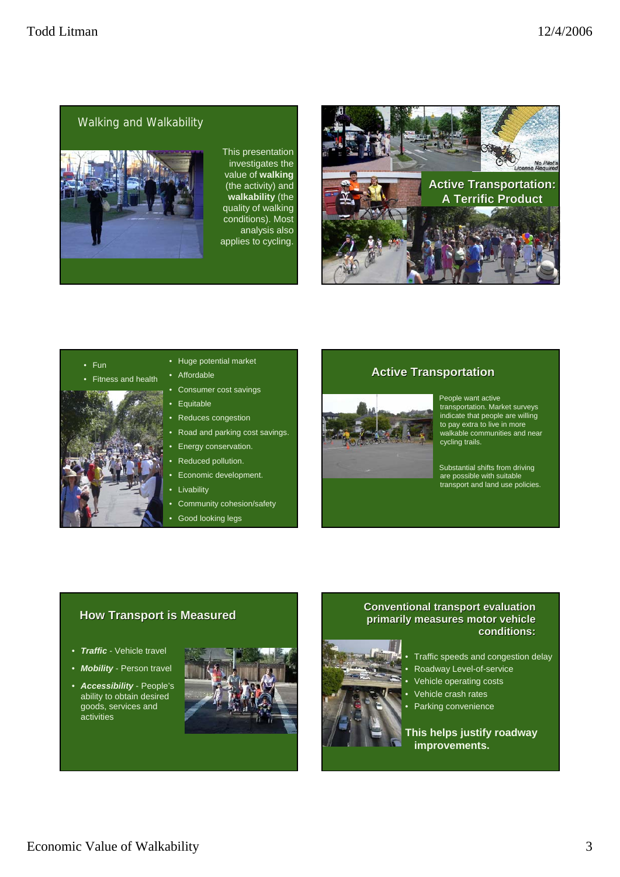## Walking and Walkability

This presentation investigates the value of **walking** (the activity) and **walkability** (the quality of walking conditions). Most analysis also applies to cycling.

## Active Transportation: A Terrific Product

No Pilot's License Required

- Fun
- Fitness and health
- Huge potential market
- Affordable
- Consumer cost savings
- Equitable
- Reduces congestion
- Road and parking cost savings.
- Energy conservation.
- Reduced pollution.
- Economic development.
- Livability
- Community cohesion/safety
- Good looking legs

## Active Transportation

People want active transportation. Market surveys indicate that people are willing to pay extra to live in more walkable communities and near cycling trails.

Substantial shifts from driving are possible with suitable transport and land use policies.

## How Transport is Measured

- ***Traffic*** - Vehicle travel
- ***Mobility*** - Person travel
- ***Accessibility*** - People's ability to obtain desired goods, services and activities

## Conventional transport evaluation primarily measures motor vehicle conditions:

- Traffic speeds and congestion delay
- Roadway Level-of-service
- Vehicle operating costs
- Vehicle crash rates
- Parking convenience

**This helps justify roadway improvements.**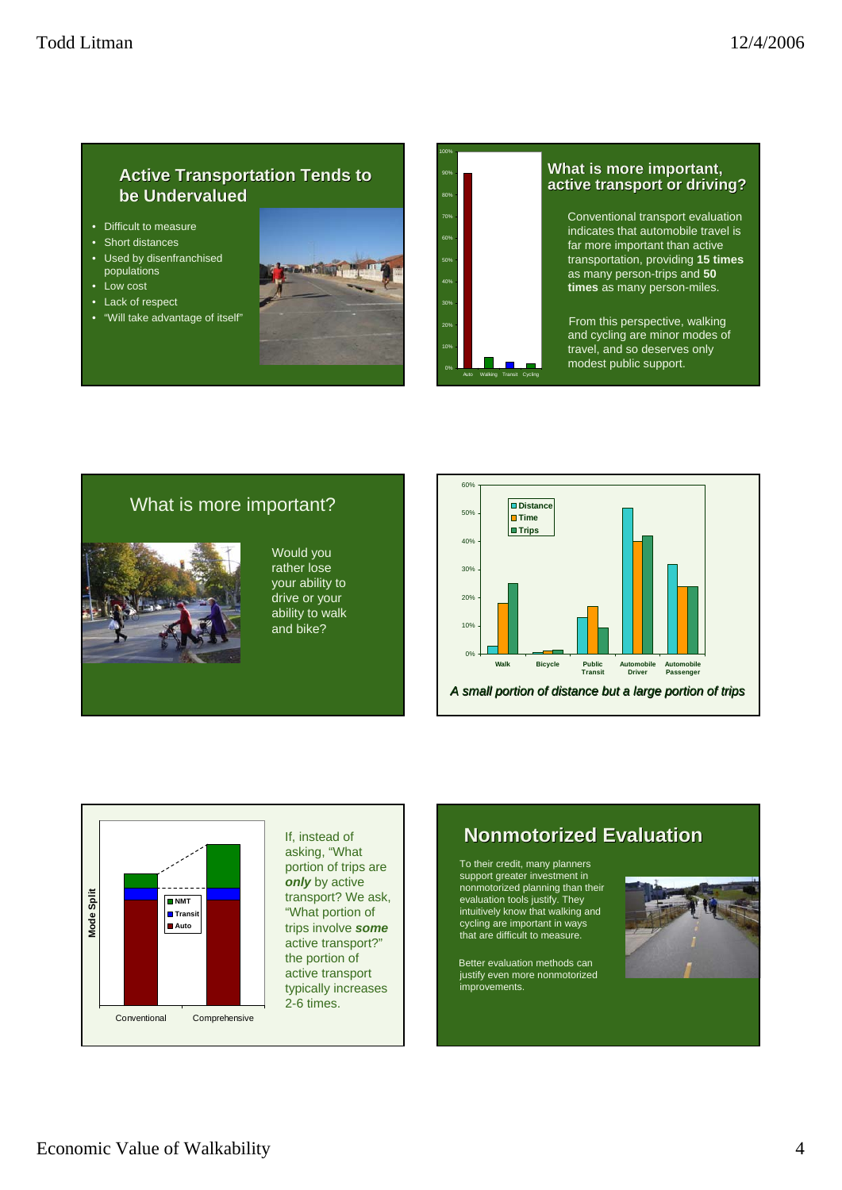## Active Transportation Tends to be Undervalued

- Difficult to measure
- Short distances
- Used by disenfranchised populations
- Low cost
- Lack of respect
- "Will take advantage of itself"

## What is more important, active transport or driving?

Conventional transport evaluation indicates that automobile travel is far more important than active transportation, providing **15 times** as many person-trips and **50 times** as many person-miles.

From this perspective, walking and cycling are minor modes of travel, and so deserves only modest public support.

## What is more important?

Would you rather lose your ability to drive or your ability to walk and bike?

*A small portion of distance but a large portion of trips*

If, instead of asking, "What portion of trips are ***only*** by active transport? We ask, "What portion of trips involve ***some*** active transport?" the portion of active transport typically increases 2-6 times.

## Nonmotorized Evaluation

To their credit, many planners support greater investment in nonmotorized planning than their evaluation tools justify. They intuitively know that walking and cycling are important in ways that are difficult to measure.

Better evaluation methods can justify even more nonmotorized improvements.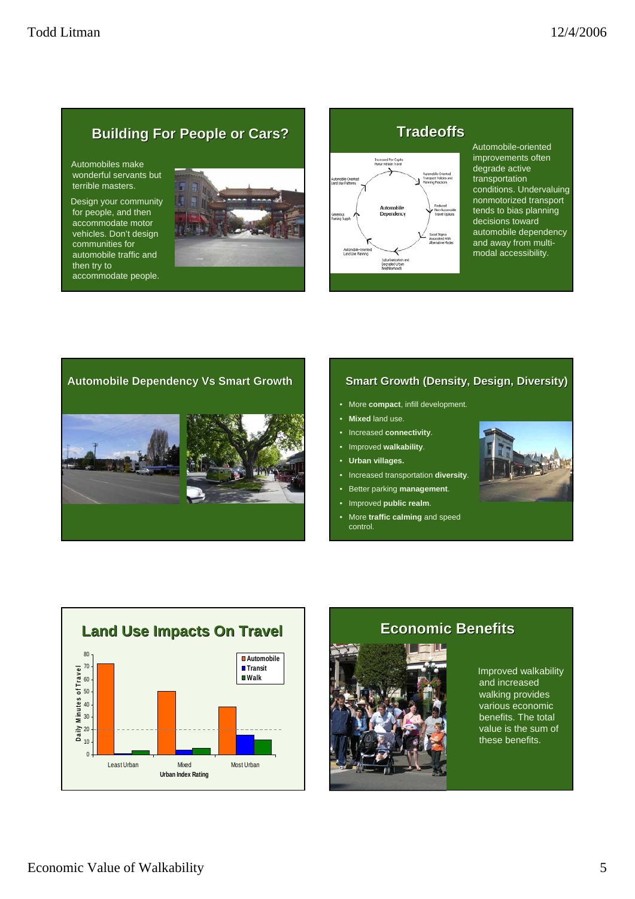## Building For People or Cars?

Automobiles make wonderful servants but terrible masters.

Design your community for people, and then accommodate motor vehicles. Don't design communities for automobile traffic and then try to accommodate people.

## Tradeoffs

Automobile-oriented improvements often degrade active transportation conditions. Undervaluing nonmotorized transport tends to bias planning decisions toward automobile dependency and away from multi-modal accessibility.

## Automobile Dependency Vs Smart Growth

## Smart Growth (Density, Design, Diversity)

- More **compact**, infill development.
- **Mixed** land use.
- Increased **connectivity**.
- Improved **walkability**.
- **Urban villages.**
- Increased transportation **diversity**.
- Better parking **management**.
- Improved **public realm**.
- More **traffic calming** and speed control.

## Land Use Impacts On Travel

## Economic Benefits

Improved walkability and increased walking provides various economic benefits. The total value is the sum of these benefits.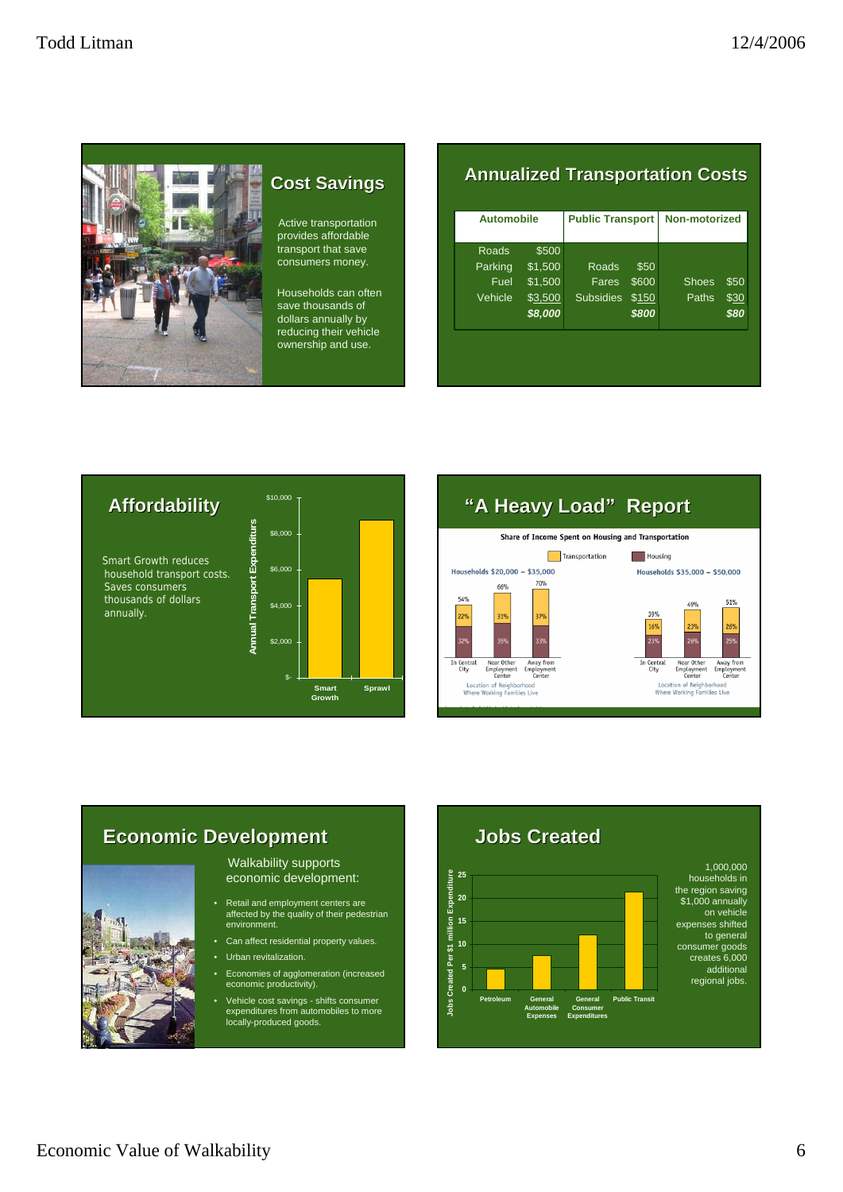## Cost Savings

Active transportation provides affordable transport that save consumers money.

Households can often save thousands of dollars annually by reducing their vehicle ownership and use.

## Annualized Transportation Costs

| Automobile | | Public Transport | | Non-motorized | |
|---|---|---|---|---|---|
| Roads | $500 | | | | |
| Parking | $1,500 | Roads | $50 | | |
| Fuel | $1,500 | Fares | $600 | Shoes | $50 |
| Vehicle | $3,500 | Subsidies | $150 | Paths | $30 |
| | ***$8,000*** | | ***$800*** | | ***$80*** |

## Affordability

Smart Growth reduces household transport costs. Saves consumers thousands of dollars annually.

## "A Heavy Load" Report

Share of Income Spent on Housing and Transportation

| Households | Location of Neighborhood Where Working Families Live | Transportation | Housing | Total |
|---|---|---|---|---|
| $20,000 – $35,000 | In Central City | 22% | 32% | 54% |
| $20,000 – $35,000 | Near Other Employment Center | 31% | 35% | 66% |
| $20,000 – $35,000 | Away from Employment Center | 37% | 33% | 70% |
| $35,000 – $50,000 | In Central City | 16% | 23% | 39% |
| $35,000 – $50,000 | Near Other Employment Center | 23% | 26% | 49% |
| $35,000 – $50,000 | Away from Employment Center | 26% | 25% | 51% |

## Economic Development

Walkability supports economic development:

- Retail and employment centers are affected by the quality of their pedestrian environment.
- Can affect residential property values.
- Urban revitalization.
- Economies of agglomeration (increased economic productivity).
- Vehicle cost savings - shifts consumer expenditures from automobiles to more locally-produced goods.

## Jobs Created

1,000,000 households in the region saving $1,000 annually on vehicle expenses shifted to general consumer goods creates 6,000 additional regional jobs.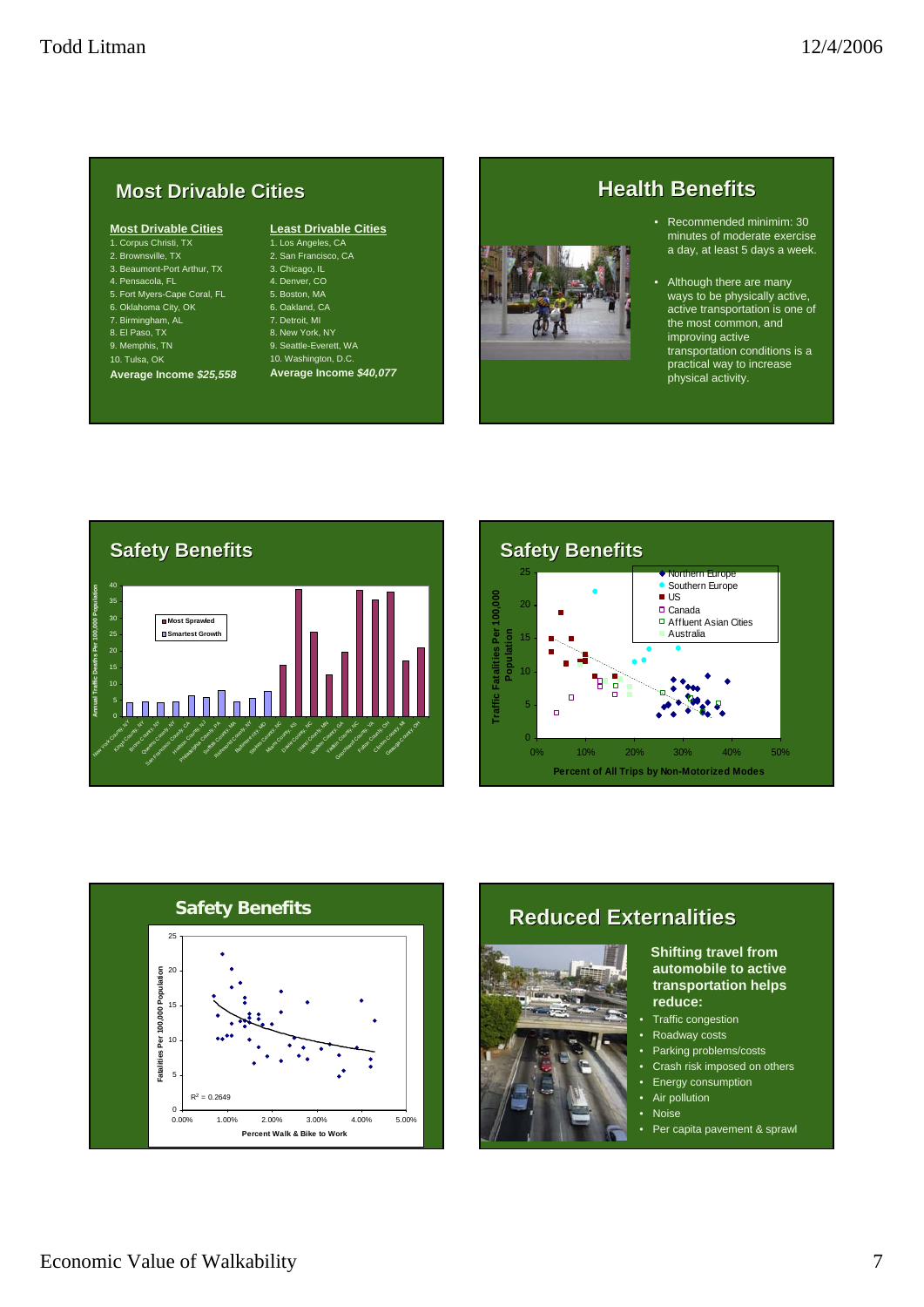## Most Drivable Cities

| Most Drivable Cities | Least Drivable Cities |
|---|---|
| 1. Corpus Christi, TX | 1. Los Angeles, CA |
| 2. Brownsville, TX | 2. San Francisco, CA |
| 3. Beaumont-Port Arthur, TX | 3. Chicago, IL |
| 4. Pensacola, FL | 4. Denver, CO |
| 5. Fort Myers-Cape Coral, FL | 5. Boston, MA |
| 6. Oklahoma City, OK | 6. Oakland, CA |
| 7. Birmingham, AL | 7. Detroit, MI |
| 8. El Paso, TX | 8. New York, NY |
| 9. Memphis, TN | 9. Seattle-Everett, WA |
| 10. Tulsa, OK | 10. Washington, D.C. |
| **Average Income *$25,558*** | **Average Income *$40,077*** |

## Health Benefits

- Recommended minimim: 30 minutes of moderate exercise a day, at least 5 days a week.
- Although there are many ways to be physically active, active transportation is one of the most common, and improving active transportation conditions is a practical way to increase physical activity.

## Safety Benefits

Annual Traffic Deaths Per 100,000 Population — Most Sprawled / Smartest Growth

New York County, NY; Kings County, NY; Bronx County, NY; Queens County, NY; San Francisco County, CA; Hudson County, NJ; Philadelphia County, PA; Suffolk County, MA; Richmond County, NY; Baltimore city, MD; Stokes County, NC; Miami County, KS; Dallas County, NC; Walton County, GA; Jasper County, MS; Yadkin County, NC; Goochland County, VA; Fulton County, OH; Clinton County, MI; Geauga County, OH

## Safety Benefits

Traffic Fatalities Per 100,000 Population vs. Percent of All Trips by Non-Motorized Modes

Northern Europe; Southern Europe; US; Canada; Affluent Asian Cities; Australia

## Safety Benefits

Fatalities Per 100,000 Population vs. Percent Walk & Bike to Work

$R^2 = 0.2649$

## Reduced Externalities

**Shifting travel from automobile to active transportation helps reduce:**

- Traffic congestion
- Roadway costs
- Parking problems/costs
- Crash risk imposed on others
- Energy consumption
- Air pollution
- Noise
- Per capita pavement & sprawl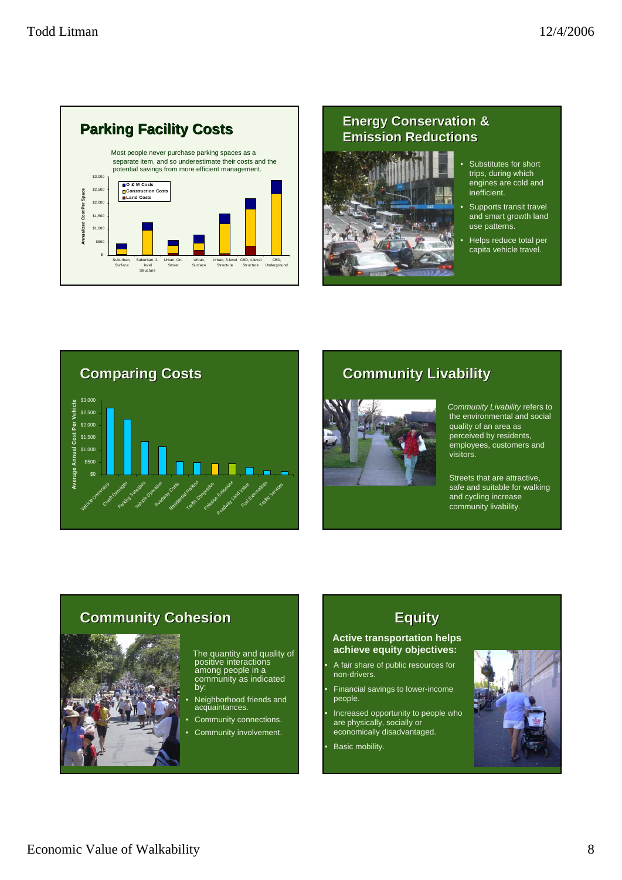## Parking Facility Costs

Most people never purchase parking spaces as a separate item, and so underestimate their costs and the potential savings from more efficient management.

Annualized Cost Per Space

- O & M Costs
- Construction Costs
- Land Costs

$3,000 · $2,500 · $2,000 · $1,500 · $1,000 · $500 · $-

Suburban, Surface · Suburban, 2-level Structure · Urban, On-Street · Urban, Surface · Urban, 3-level Structure · CBD, 4-level Structure · CBD, Underground

## Energy Conservation & Emission Reductions

- Substitutes for short trips, during which engines are cold and inefficient.
- Supports transit travel and smart growth land use patterns.
- Helps reduce total per capita vehicle travel.

## Comparing Costs

Average Annual Cost Per Vehicle

$3,000 · $2,500 · $2,000 · $1,500 · $1,000 · $500 · $0

Vehicle Ownership · Crash Damages · Parking Subsidies · Vehicle Operation · Roadway Costs · Residential Parking · Traffic Congestion · Pollution Emissions · Roadway Land Value · Fuel Externalities · Traffic Services

## Community Livability

*Community Livability* refers to the environmental and social quality of an area as perceived by residents, employees, customers and visitors.

Streets that are attractive, safe and suitable for walking and cycling increase community livability.

## Community Cohesion

The quantity and quality of positive interactions among people in a community as indicated by:

- Neighborhood friends and acquaintances.
- Community connections.
- Community involvement.

## Equity

**Active transportation helps achieve equity objectives:**

- A fair share of public resources for non-drivers.
- Financial savings to lower-income people.
- Increased opportunity to people who are physically, socially or economically disadvantaged.
- Basic mobility.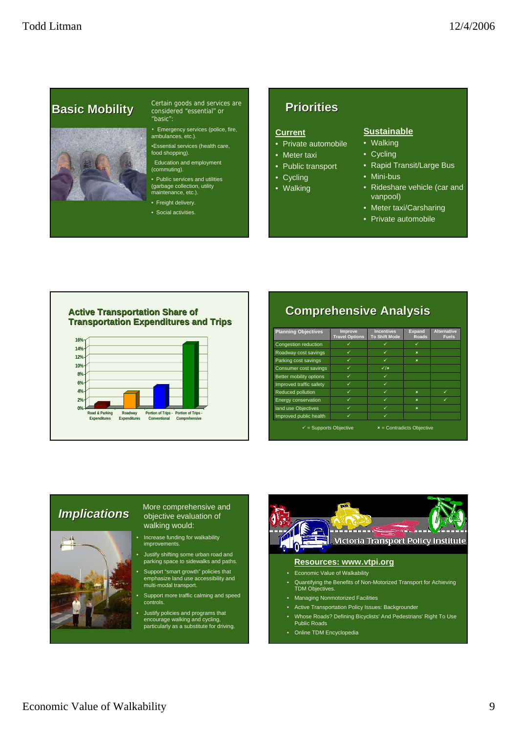## Basic Mobility

Certain goods and services are considered "essential" or "basic":

- Emergency services (police, fire, ambulances, etc.).
- Essential services (health care, food shopping).
- Education and employment (commuting).
- Public services and utilities (garbage collection, utility maintenance, etc.).
- Freight delivery.
- Social activities.

## Priorities

**Current**

- Private automobile
- Meter taxi
- Public transport
- Cycling
- Walking

**Sustainable**

- Walking
- Cycling
- Rapid Transit/Large Bus
- Mini-bus
- Rideshare vehicle (car and vanpool)
- Meter taxi/Carsharing
- Private automobile

## Active Transportation Share of Transportation Expenditures and Trips

16%
14%
12%
10%
8%
6%
4%
2%
0%

Road & Parking Expenditures
Roadway Expenditures
Portion of Trips - Conventional
Portion of Trips - Comprehensive

## Comprehensive Analysis

| Planning Objectives | Improve Travel Options | Incentives To Shift Mode | Expand Roads | Alternative Fuels |
|---|---|---|---|---|
| Congestion reduction | ✓ | ✓ | ✓ | |
| Roadway cost savings | ✓ | ✓ | × | |
| Parking cost savings | ✓ | ✓ | × | |
| Consumer cost savings | ✓ | ✓/× | | |
| Better mobility options | ✓ | ✓ | | |
| Improved traffic safety | ✓ | ✓ | | |
| Reduced pollution | ✓ | ✓ | × | ✓ |
| Energy conservation | ✓ | ✓ | × | ✓ |
| land use Objectives | ✓ | ✓ | × | |
| Improved public health | ✓ | ✓ | | |

✓ = Supports Objective     × = Contradicts Objective

## *Implications*

More comprehensive and objective evaluation of walking would:

- Increase funding for walkability improvements.
- Justify shifting some urban road and parking space to sidewalks and paths.
- Support "smart growth" policies that emphasize land use accessibility and multi-modal transport.
- Support more traffic calming and speed controls.
- Justify policies and programs that encourage walking and cycling, particularly as a substitute for driving.

Victoria Transport Policy Institute

## Resources: www.vtpi.org

- Economic Value of Walkability
- Quantifying the Benefits of Non-Motorized Transport for Achieving TDM Objectives.
- Managing Nonmotorized Facilities
- Active Transportation Policy Issues: Backgrounder
- Whose Roads? Defining Bicyclists' And Pedestrians' Right To Use Public Roads
- Online TDM Encyclopedia